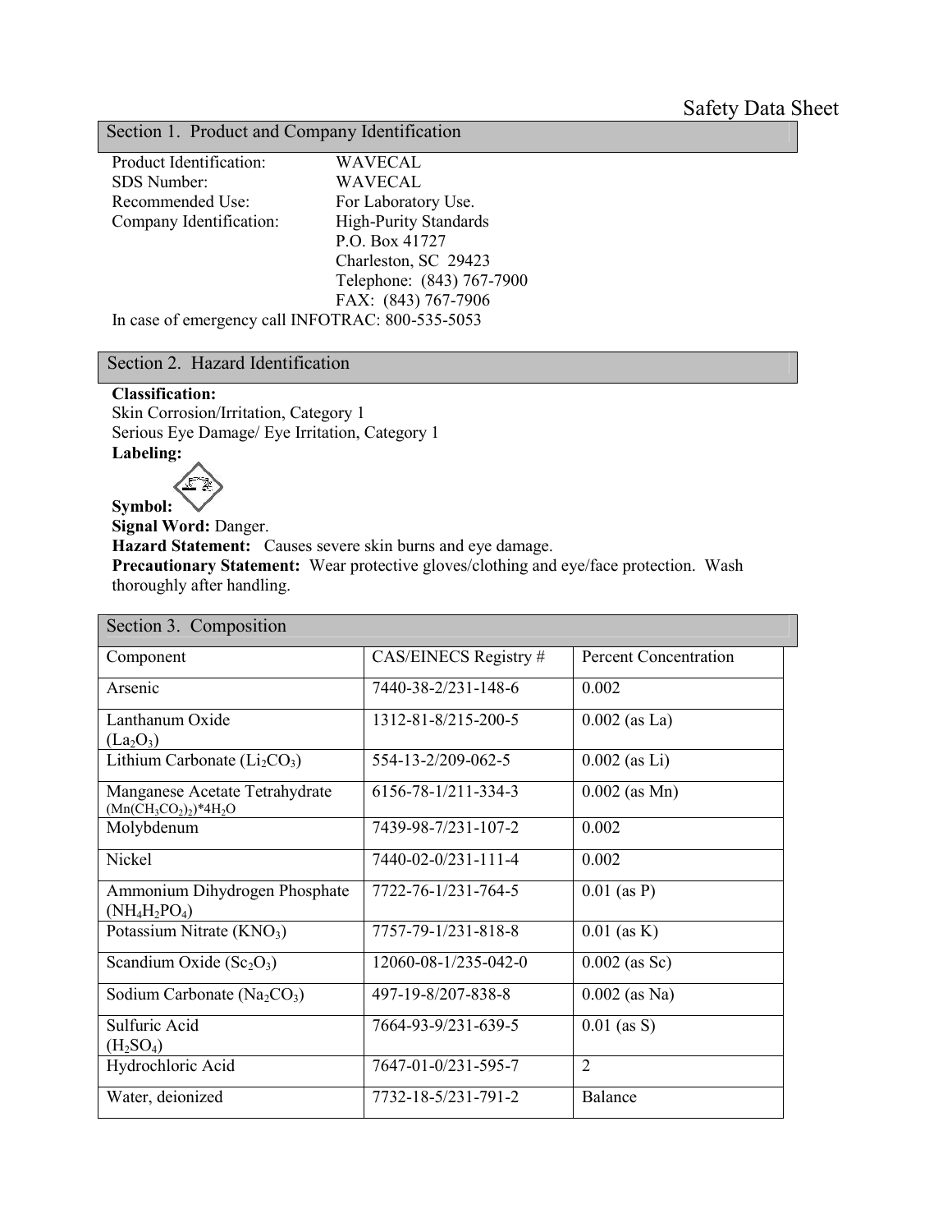Safety Data Sheet

## Section 1. Product and Company Identification

Product Identification: WAVECAL
SDS Number: WAVECAL
Recommended Use: For Laboratory Use.
Company Identification: High-Purity Standards
P.O. Box 41727
Charleston, SC 29423
Telephone: (843) 767-7900
FAX: (843) 767-7906

In case of emergency call INFOTRAC: 800-535-5053

## Section 2. Hazard Identification

**Classification:**
Skin Corrosion/Irritation, Category 1
Serious Eye Damage/ Eye Irritation, Category 1
**Labeling:**

**Symbol:**

**Signal Word:** Danger.
**Hazard Statement:** Causes severe skin burns and eye damage.
**Precautionary Statement:** Wear protective gloves/clothing and eye/face protection. Wash thoroughly after handling.

## Section 3. Composition

| Component | CAS/EINECS Registry # | Percent Concentration |
|---|---|---|
| Arsenic | 7440-38-2/231-148-6 | 0.002 |
| Lanthanum Oxide ($La_2O_3$) | 1312-81-8/215-200-5 | 0.002 (as La) |
| Lithium Carbonate ($Li_2CO_3$) | 554-13-2/209-062-5 | 0.002 (as Li) |
| Manganese Acetate Tetrahydrate ($(Mn(CH_3CO_2)_2)*4H_2O$) | 6156-78-1/211-334-3 | 0.002 (as Mn) |
| Molybdenum | 7439-98-7/231-107-2 | 0.002 |
| Nickel | 7440-02-0/231-111-4 | 0.002 |
| Ammonium Dihydrogen Phosphate ($NH_4H_2PO_4$) | 7722-76-1/231-764-5 | 0.01 (as P) |
| Potassium Nitrate ($KNO_3$) | 7757-79-1/231-818-8 | 0.01 (as K) |
| Scandium Oxide ($Sc_2O_3$) | 12060-08-1/235-042-0 | 0.002 (as Sc) |
| Sodium Carbonate ($Na_2CO_3$) | 497-19-8/207-838-8 | 0.002 (as Na) |
| Sulfuric Acid ($H_2SO_4$) | 7664-93-9/231-639-5 | 0.01 (as S) |
| Hydrochloric Acid | 7647-01-0/231-595-7 | 2 |
| Water, deionized | 7732-18-5/231-791-2 | Balance |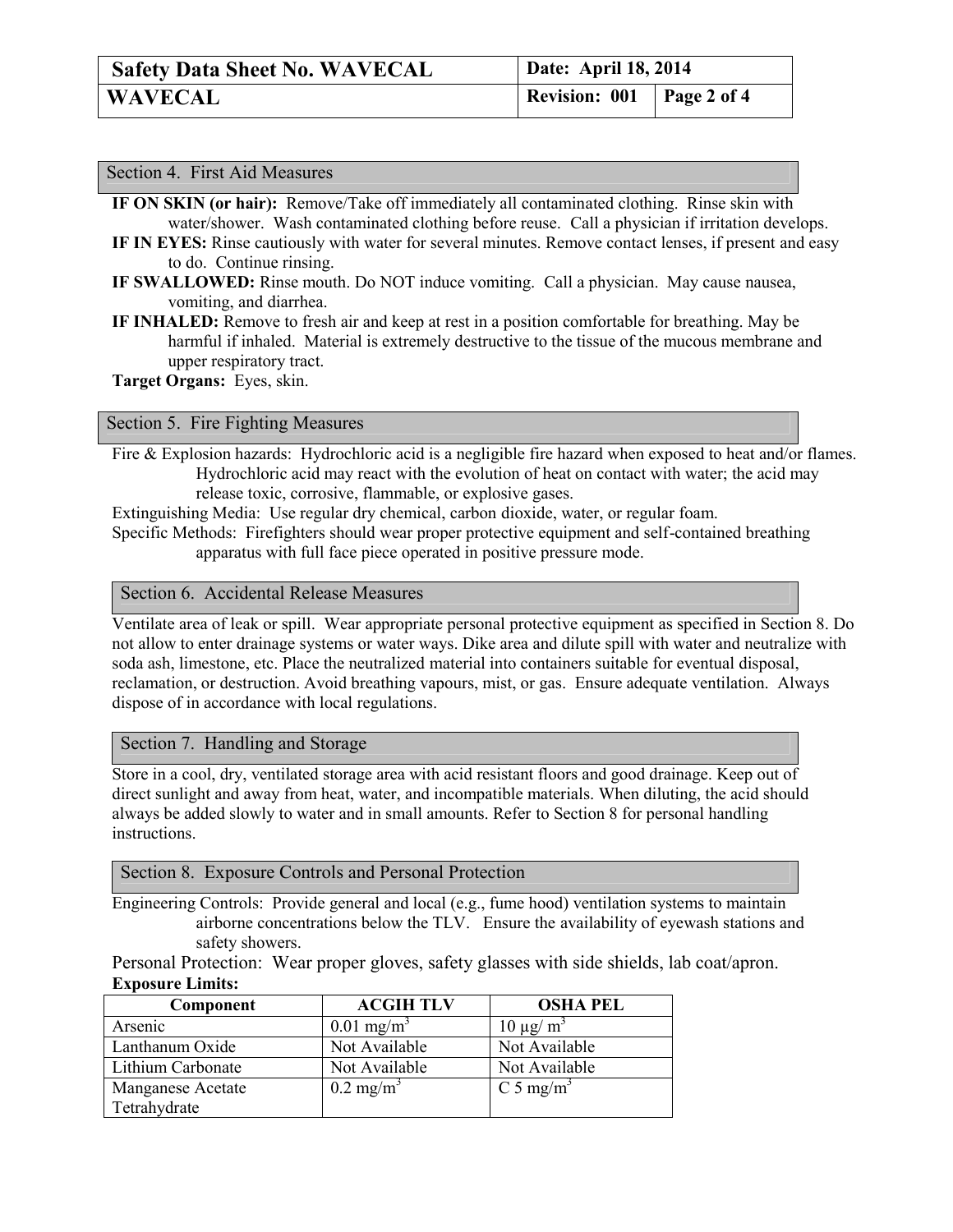## Section 4. First Aid Measures

**IF ON SKIN (or hair):** Remove/Take off immediately all contaminated clothing. Rinse skin with water/shower. Wash contaminated clothing before reuse. Call a physician if irritation develops.

**IF IN EYES:** Rinse cautiously with water for several minutes. Remove contact lenses, if present and easy to do. Continue rinsing.

**IF SWALLOWED:** Rinse mouth. Do NOT induce vomiting. Call a physician. May cause nausea, vomiting, and diarrhea.

**IF INHALED:** Remove to fresh air and keep at rest in a position comfortable for breathing. May be harmful if inhaled. Material is extremely destructive to the tissue of the mucous membrane and upper respiratory tract.

**Target Organs:** Eyes, skin.

## Section 5. Fire Fighting Measures

Fire & Explosion hazards: Hydrochloric acid is a negligible fire hazard when exposed to heat and/or flames. Hydrochloric acid may react with the evolution of heat on contact with water; the acid may release toxic, corrosive, flammable, or explosive gases.

Extinguishing Media: Use regular dry chemical, carbon dioxide, water, or regular foam.

Specific Methods: Firefighters should wear proper protective equipment and self-contained breathing apparatus with full face piece operated in positive pressure mode.

## Section 6. Accidental Release Measures

Ventilate area of leak or spill. Wear appropriate personal protective equipment as specified in Section 8. Do not allow to enter drainage systems or water ways. Dike area and dilute spill with water and neutralize with soda ash, limestone, etc. Place the neutralized material into containers suitable for eventual disposal, reclamation, or destruction. Avoid breathing vapours, mist, or gas. Ensure adequate ventilation. Always dispose of in accordance with local regulations.

## Section 7. Handling and Storage

Store in a cool, dry, ventilated storage area with acid resistant floors and good drainage. Keep out of direct sunlight and away from heat, water, and incompatible materials. When diluting, the acid should always be added slowly to water and in small amounts. Refer to Section 8 for personal handling instructions.

## Section 8. Exposure Controls and Personal Protection

Engineering Controls: Provide general and local (e.g., fume hood) ventilation systems to maintain airborne concentrations below the TLV. Ensure the availability of eyewash stations and safety showers.

Personal Protection: Wear proper gloves, safety glasses with side shields, lab coat/apron.

**Exposure Limits:**

| Component | ACGIH TLV | OSHA PEL |
|---|---|---|
| Arsenic | 0.01 $mg/m^3$ | 10 $\mu g/m^3$ |
| Lanthanum Oxide | Not Available | Not Available |
| Lithium Carbonate | Not Available | Not Available |
| Manganese Acetate Tetrahydrate | 0.2 $mg/m^3$ | C 5 $mg/m^3$ |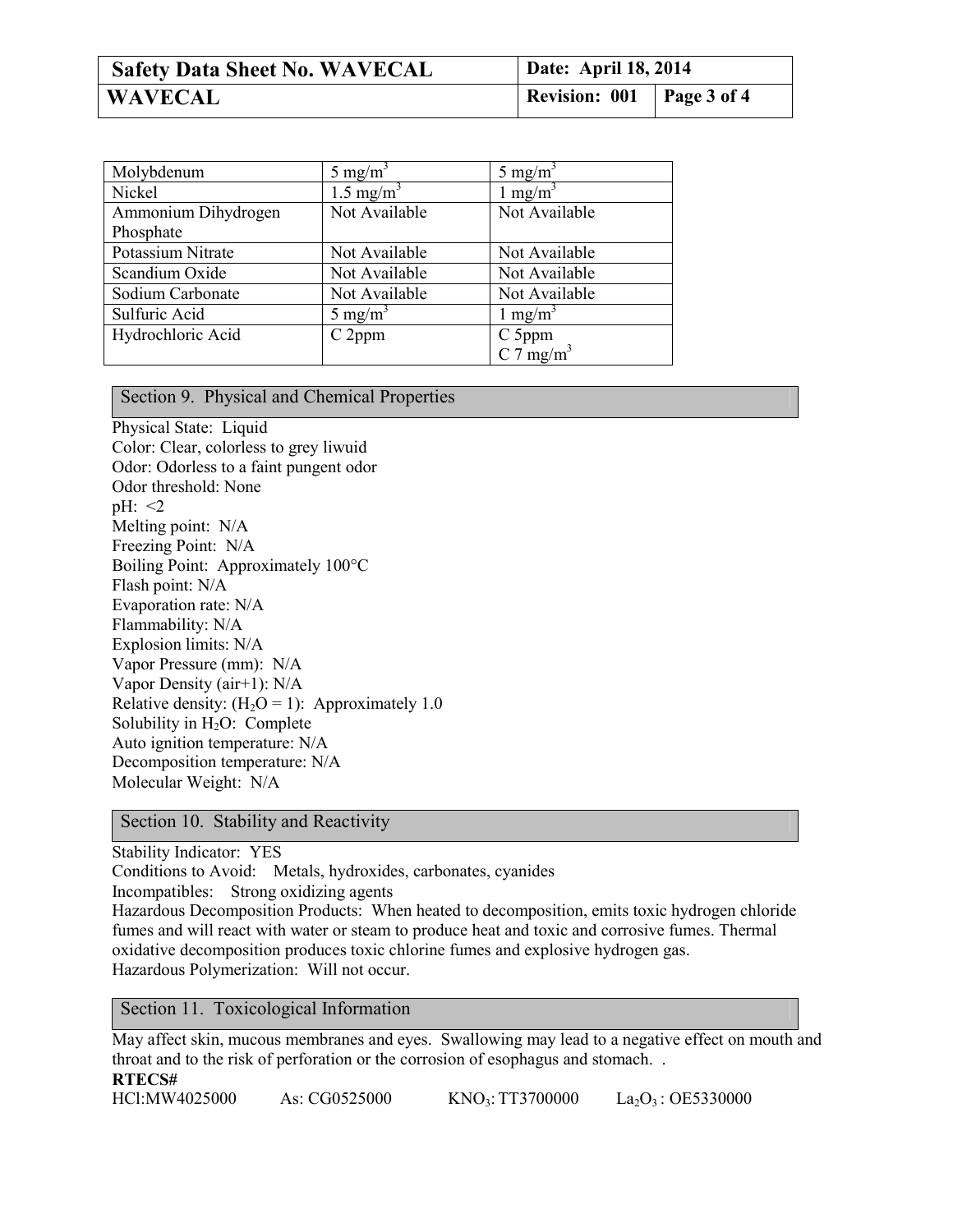| | | |
|---|---|---|
| Molybdenum | 5 mg/m$^3$ | 5 mg/m$^3$ |
| Nickel | 1.5 mg/m$^3$ | 1 mg/m$^3$ |
| Ammonium Dihydrogen Phosphate | Not Available | Not Available |
| Potassium Nitrate | Not Available | Not Available |
| Scandium Oxide | Not Available | Not Available |
| Sodium Carbonate | Not Available | Not Available |
| Sulfuric Acid | 5 mg/m$^3$ | 1 mg/m$^3$ |
| Hydrochloric Acid | C 2ppm | C 5ppm<br>C 7 mg/m$^3$ |

## Section 9. Physical and Chemical Properties

Physical State: Liquid
Color: Clear, colorless to grey liwuid
Odor: Odorless to a faint pungent odor
Odor threshold: None
pH: <2
Melting point: N/A
Freezing Point: N/A
Boiling Point: Approximately 100°C
Flash point: N/A
Evaporation rate: N/A
Flammability: N/A
Explosion limits: N/A
Vapor Pressure (mm): N/A
Vapor Density (air+1): N/A
Relative density: ($H_2O$ = 1): Approximately 1.0
Solubility in $H_2O$: Complete
Auto ignition temperature: N/A
Decomposition temperature: N/A
Molecular Weight: N/A

## Section 10. Stability and Reactivity

Stability Indicator: YES
Conditions to Avoid: Metals, hydroxides, carbonates, cyanides
Incompatibles: Strong oxidizing agents
Hazardous Decomposition Products: When heated to decomposition, emits toxic hydrogen chloride fumes and will react with water or steam to produce heat and toxic and corrosive fumes. Thermal oxidative decomposition produces toxic chlorine fumes and explosive hydrogen gas.
Hazardous Polymerization: Will not occur.

## Section 11. Toxicological Information

May affect skin, mucous membranes and eyes. Swallowing may lead to a negative effect on mouth and throat and to the risk of perforation or the corrosion of esophagus and stomach. .

**RTECS#**

HCl:MW4025000 As: CG0525000 $KNO_3$: TT3700000 $La_2O_3$ : OE5330000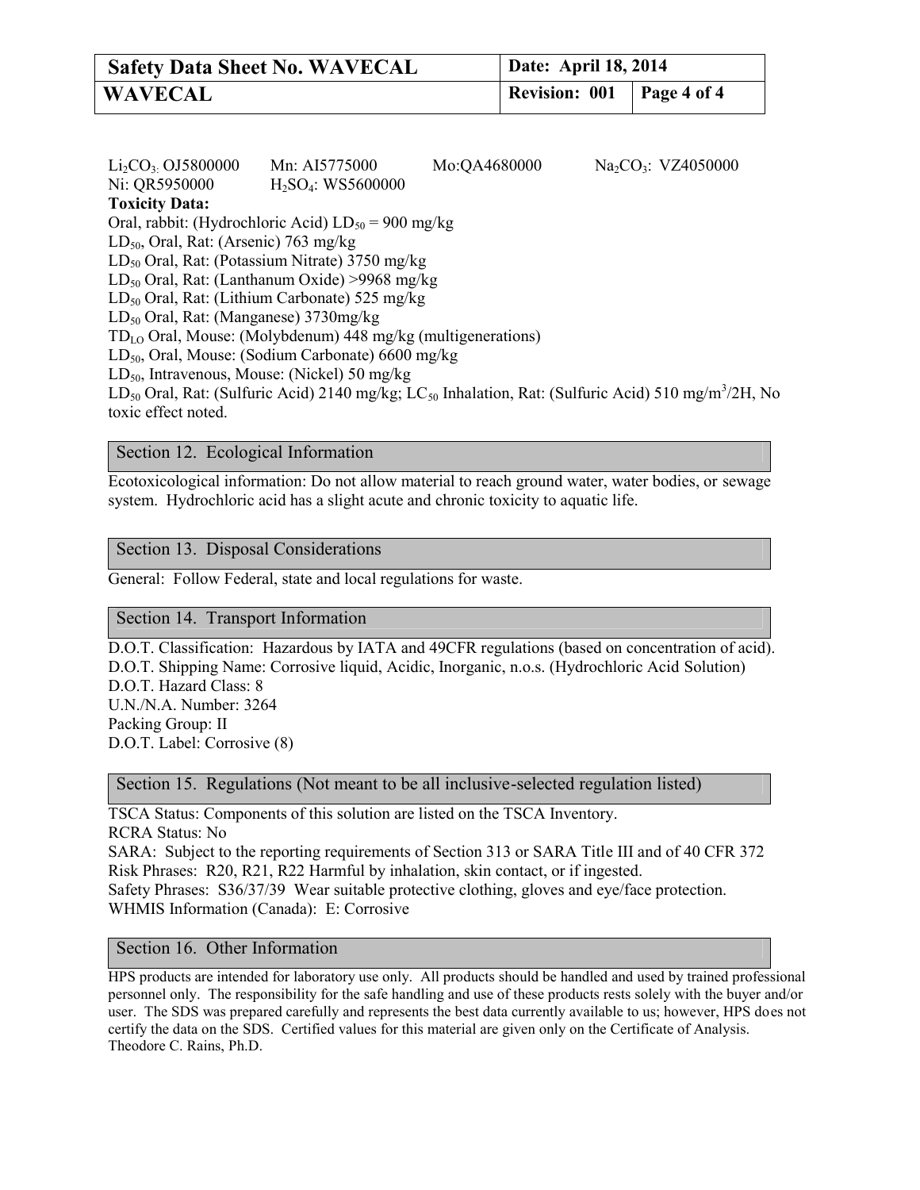$Li_2CO_3$: OJ5800000 Mn: AI5775000 Mo:QA4680000 $Na_2CO_3$: VZ4050000
Ni: QR5950000 $H_2SO_4$: WS5600000

**Toxicity Data:**

Oral, rabbit: (Hydrochloric Acid) $LD_{50}$ = 900 mg/kg
$LD_{50}$, Oral, Rat: (Arsenic) 763 mg/kg
$LD_{50}$ Oral, Rat: (Potassium Nitrate) 3750 mg/kg
$LD_{50}$ Oral, Rat: (Lanthanum Oxide) >9968 mg/kg
$LD_{50}$ Oral, Rat: (Lithium Carbonate) 525 mg/kg
$LD_{50}$ Oral, Rat: (Manganese) 3730mg/kg
$TD_{LO}$ Oral, Mouse: (Molybdenum) 448 mg/kg (multigenerations)
$LD_{50}$, Oral, Mouse: (Sodium Carbonate) 6600 mg/kg
$LD_{50}$, Intravenous, Mouse: (Nickel) 50 mg/kg
$LD_{50}$ Oral, Rat: (Sulfuric Acid) 2140 mg/kg; $LC_{50}$ Inhalation, Rat: (Sulfuric Acid) 510 mg/$m^3$/2H, No toxic effect noted.

## Section 12. Ecological Information

Ecotoxicological information: Do not allow material to reach ground water, water bodies, or sewage system. Hydrochloric acid has a slight acute and chronic toxicity to aquatic life.

## Section 13. Disposal Considerations

General: Follow Federal, state and local regulations for waste.

## Section 14. Transport Information

D.O.T. Classification: Hazardous by IATA and 49CFR regulations (based on concentration of acid).
D.O.T. Shipping Name: Corrosive liquid, Acidic, Inorganic, n.o.s. (Hydrochloric Acid Solution)
D.O.T. Hazard Class: 8
U.N./N.A. Number: 3264
Packing Group: II
D.O.T. Label: Corrosive (8)

## Section 15. Regulations (Not meant to be all inclusive-selected regulation listed)

TSCA Status: Components of this solution are listed on the TSCA Inventory.
RCRA Status: No
SARA: Subject to the reporting requirements of Section 313 or SARA Title III and of 40 CFR 372
Risk Phrases: R20, R21, R22 Harmful by inhalation, skin contact, or if ingested.
Safety Phrases: S36/37/39 Wear suitable protective clothing, gloves and eye/face protection.
WHMIS Information (Canada): E: Corrosive

## Section 16. Other Information

HPS products are intended for laboratory use only. All products should be handled and used by trained professional personnel only. The responsibility for the safe handling and use of these products rests solely with the buyer and/or user. The SDS was prepared carefully and represents the best data currently available to us; however, HPS does not certify the data on the SDS. Certified values for this material are given only on the Certificate of Analysis.
Theodore C. Rains, Ph.D.